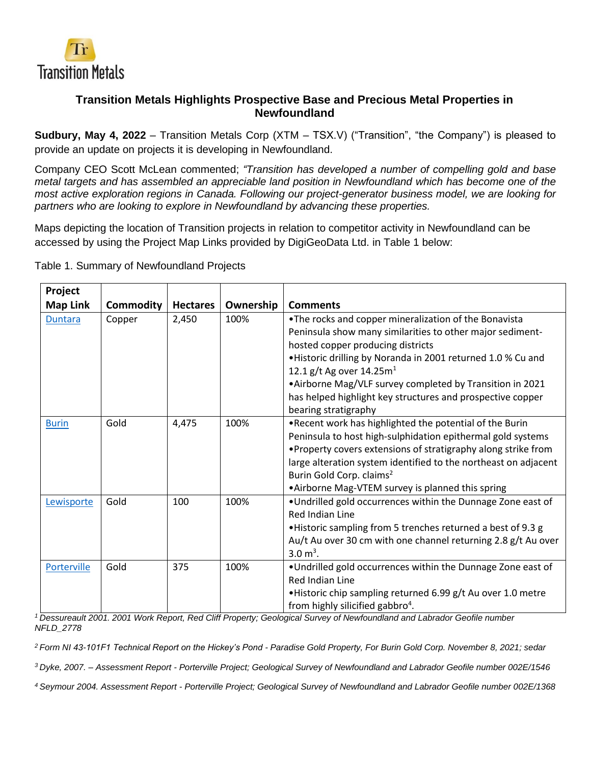# Transition Metals Highlights Prospective Base and Precious Metal Properties in Newfoundland

**Sudbury, May 4, 2022** – Transition Metals Corp (XTM – TSX.V) ("Transition", "the Company") is pleased to provide an update on projects it is developing in Newfoundland.

Company CEO Scott McLean commented; *"Transition has developed a number of compelling gold and base metal targets and has assembled an appreciable land position in Newfoundland which has become one of the most active exploration regions in Canada. Following our project-generator business model, we are looking for partners who are looking to explore in Newfoundland by advancing these properties.*

Maps depicting the location of Transition projects in relation to competitor activity in Newfoundland can be accessed by using the Project Map Links provided by DigiGeoData Ltd. in Table 1 below:

Table 1. Summary of Newfoundland Projects

| Project Map Link | Commodity | Hectares | Ownership | Comments |
|---|---|---|---|---|
| Duntara | Copper | 2,450 | 100% | •The rocks and copper mineralization of the Bonavista Peninsula show many similarities to other major sediment-hosted copper producing districts<br>•Historic drilling by Noranda in 2001 returned 1.0 % Cu and 12.1 g/t Ag over 14.25m[1]<br>•Airborne Mag/VLF survey completed by Transition in 2021 has helped highlight key structures and prospective copper bearing stratigraphy |
| Burin | Gold | 4,475 | 100% | •Recent work has highlighted the potential of the Burin Peninsula to host high-sulphidation epithermal gold systems<br>•Property covers extensions of stratigraphy along strike from large alteration system identified to the northeast on adjacent Burin Gold Corp. claims[2]<br>•Airborne Mag-VTEM survey is planned this spring |
| Lewisporte | Gold | 100 | 100% | •Undrilled gold occurrences within the Dunnage Zone east of Red Indian Line<br>•Historic sampling from 5 trenches returned a best of 9.3 g Au/t Au over 30 cm with one channel returning 2.8 g/t Au over 3.0 m[3]. |
| Porterville | Gold | 375 | 100% | •Undrilled gold occurrences within the Dunnage Zone east of Red Indian Line<br>•Historic chip sampling returned 6.99 g/t Au over 1.0 metre from highly silicified gabbro[4]. |

[1] *Dessureault 2001. 2001 Work Report, Red Cliff Property; Geological Survey of Newfoundland and Labrador Geofile number NFLD_2778*

[2] *Form NI 43-101F1 Technical Report on the Hickey's Pond - Paradise Gold Property, For Burin Gold Corp. November 8, 2021; sedar*

[3] *Dyke, 2007. – Assessment Report - Porterville Project; Geological Survey of Newfoundland and Labrador Geofile number 002E/1546*

[4] *Seymour 2004. Assessment Report - Porterville Project; Geological Survey of Newfoundland and Labrador Geofile number 002E/1368*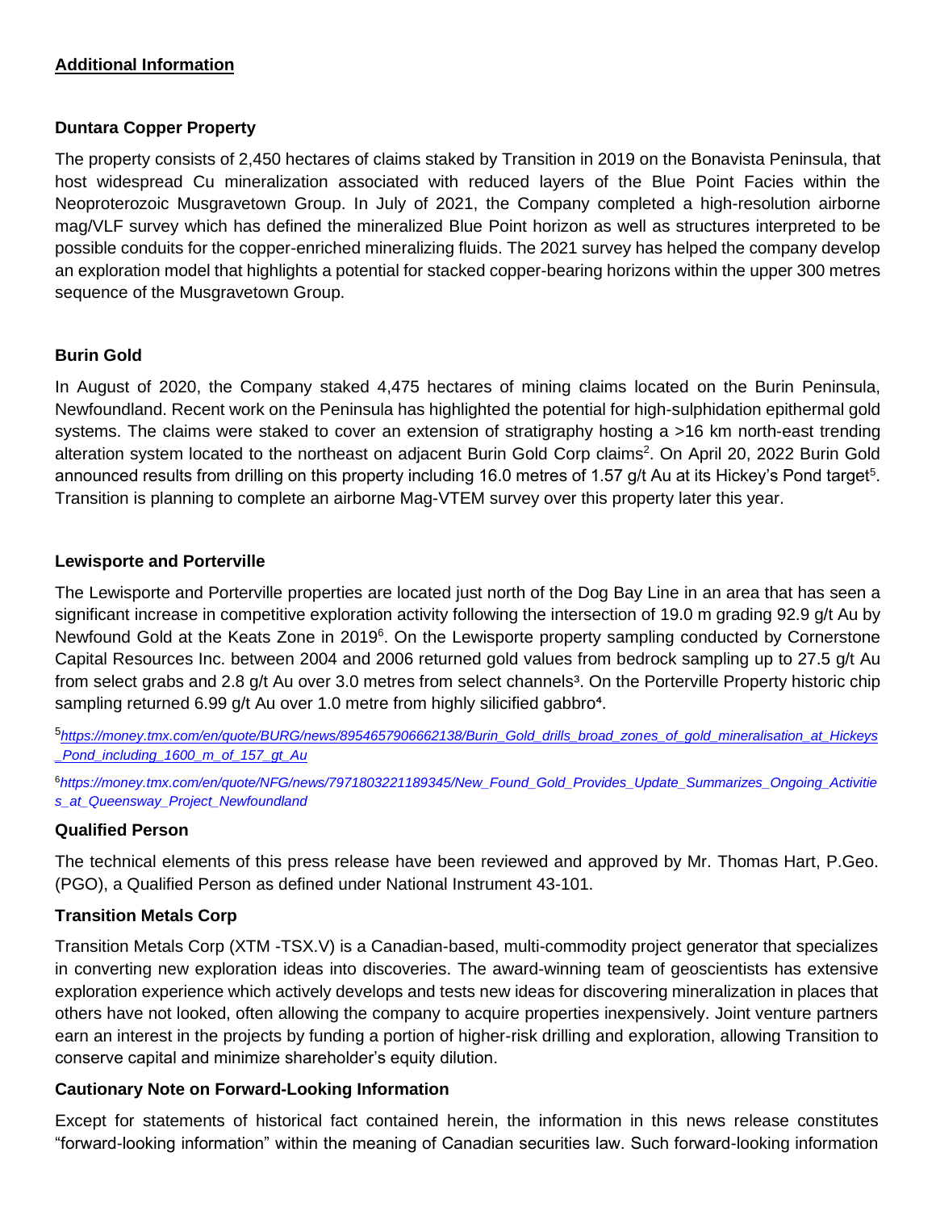## Additional Information

### Duntara Copper Property

The property consists of 2,450 hectares of claims staked by Transition in 2019 on the Bonavista Peninsula, that host widespread Cu mineralization associated with reduced layers of the Blue Point Facies within the Neoproterozoic Musgravetown Group. In July of 2021, the Company completed a high-resolution airborne mag/VLF survey which has defined the mineralized Blue Point horizon as well as structures interpreted to be possible conduits for the copper-enriched mineralizing fluids. The 2021 survey has helped the company develop an exploration model that highlights a potential for stacked copper-bearing horizons within the upper 300 metres sequence of the Musgravetown Group.

### Burin Gold

In August of 2020, the Company staked 4,475 hectares of mining claims located on the Burin Peninsula, Newfoundland. Recent work on the Peninsula has highlighted the potential for high-sulphidation epithermal gold systems. The claims were staked to cover an extension of stratigraphy hosting a >16 km north-east trending alteration system located to the northeast on adjacent Burin Gold Corp claims[2]. On April 20, 2022 Burin Gold announced results from drilling on this property including 16.0 metres of 1.57 g/t Au at its Hickey's Pond target[5]. Transition is planning to complete an airborne Mag-VTEM survey over this property later this year.

### Lewisporte and Porterville

The Lewisporte and Porterville properties are located just north of the Dog Bay Line in an area that has seen a significant increase in competitive exploration activity following the intersection of 19.0 m grading 92.9 g/t Au by Newfound Gold at the Keats Zone in 2019[6]. On the Lewisporte property sampling conducted by Cornerstone Capital Resources Inc. between 2004 and 2006 returned gold values from bedrock sampling up to 27.5 g/t Au from select grabs and 2.8 g/t Au over 3.0 metres from select channels[3]. On the Porterville Property historic chip sampling returned 6.99 g/t Au over 1.0 metre from highly silicified gabbro[4].

[5] *https://money.tmx.com/en/quote/BURG/news/8954657906662138/Burin_Gold_drills_broad_zones_of_gold_mineralisation_at_Hickeys_Pond_including_1600_m_of_157_gt_Au*

[6] *https://money.tmx.com/en/quote/NFG/news/7971803221189345/New_Found_Gold_Provides_Update_Summarizes_Ongoing_Activities_at_Queensway_Project_Newfoundland*

### Qualified Person

The technical elements of this press release have been reviewed and approved by Mr. Thomas Hart, P.Geo. (PGO), a Qualified Person as defined under National Instrument 43-101.

### Transition Metals Corp

Transition Metals Corp (XTM -TSX.V) is a Canadian-based, multi-commodity project generator that specializes in converting new exploration ideas into discoveries. The award-winning team of geoscientists has extensive exploration experience which actively develops and tests new ideas for discovering mineralization in places that others have not looked, often allowing the company to acquire properties inexpensively. Joint venture partners earn an interest in the projects by funding a portion of higher-risk drilling and exploration, allowing Transition to conserve capital and minimize shareholder's equity dilution.

### Cautionary Note on Forward-Looking Information

Except for statements of historical fact contained herein, the information in this news release constitutes "forward-looking information" within the meaning of Canadian securities law. Such forward-looking information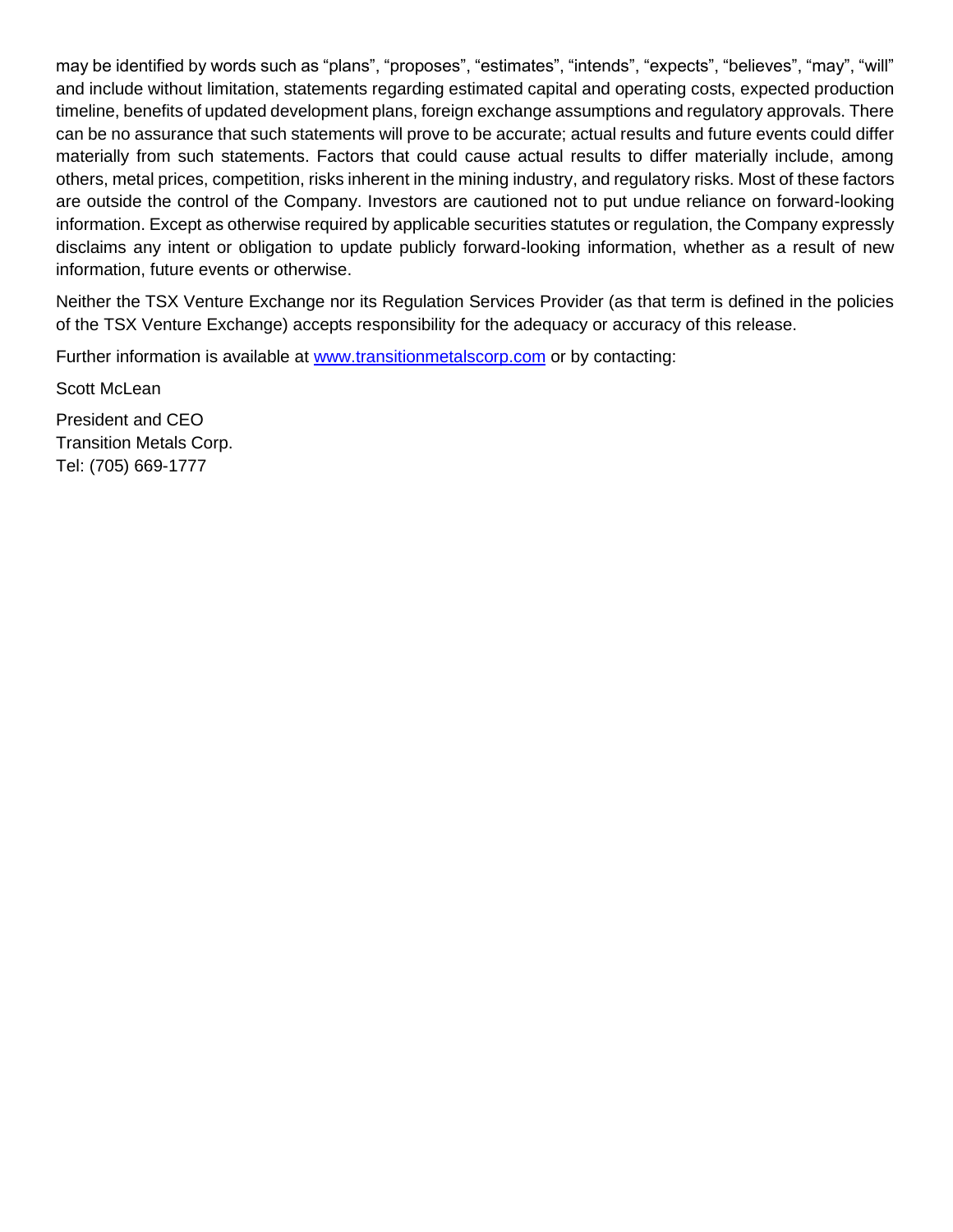may be identified by words such as “plans”, “proposes”, “estimates”, “intends”, “expects”, “believes”, “may”, “will” and include without limitation, statements regarding estimated capital and operating costs, expected production timeline, benefits of updated development plans, foreign exchange assumptions and regulatory approvals. There can be no assurance that such statements will prove to be accurate; actual results and future events could differ materially from such statements. Factors that could cause actual results to differ materially include, among others, metal prices, competition, risks inherent in the mining industry, and regulatory risks. Most of these factors are outside the control of the Company. Investors are cautioned not to put undue reliance on forward-looking information. Except as otherwise required by applicable securities statutes or regulation, the Company expressly disclaims any intent or obligation to update publicly forward-looking information, whether as a result of new information, future events or otherwise.

Neither the TSX Venture Exchange nor its Regulation Services Provider (as that term is defined in the policies of the TSX Venture Exchange) accepts responsibility for the adequacy or accuracy of this release.

Further information is available at [www.transitionmetalscorp.com](http://www.transitionmetalscorp.com) or by contacting:

Scott McLean

President and CEO
Transition Metals Corp.
Tel: (705) 669-1777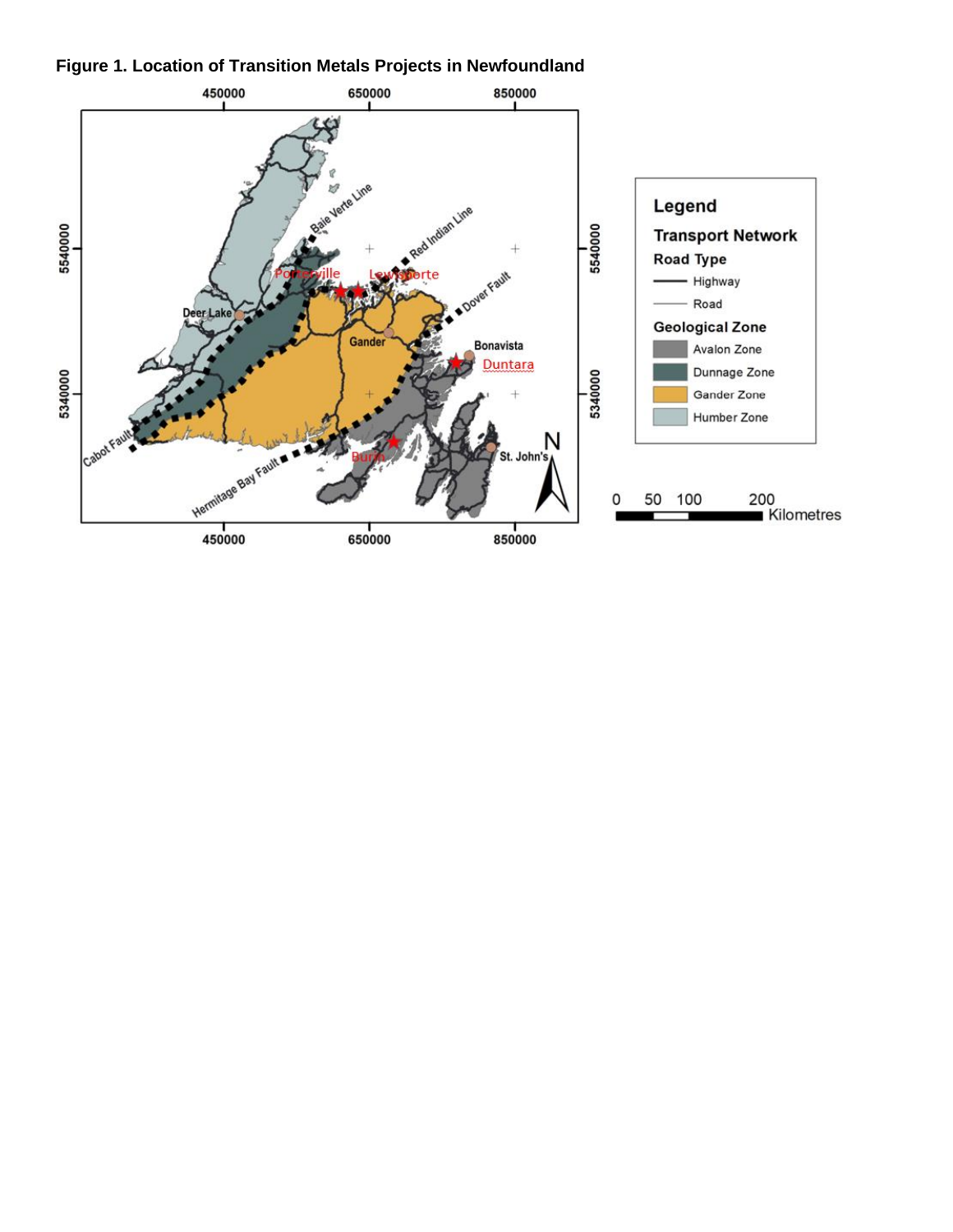**Figure 1. Location of Transition Metals Projects in Newfoundland**

450000
650000
850000
5540000
5340000

Baie Verte Line
Red Indian Line
Dover Fault
Cabot Fault
Hermitage Bay Fault

Porterville
Lewisporte
Deer Lake
Gander
Bonavista
Duntara
Burin
St. John's

N

0 50 100 200 Kilometres

Legend

Transport Network

Road Type

Highway

Road

Geological Zone

Avalon Zone

Dunnage Zone

Gander Zone

Humber Zone